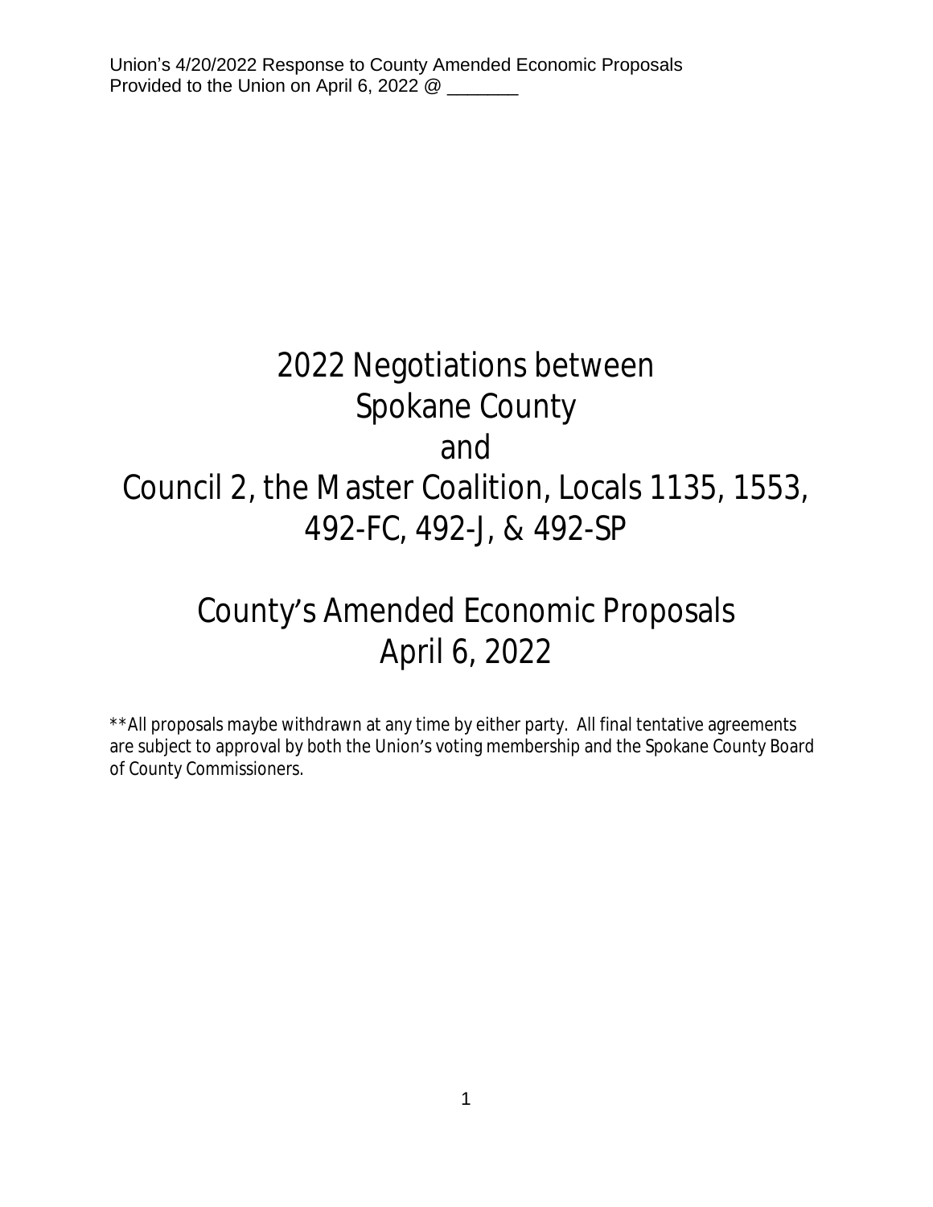Union's 4/20/2022 Response to County Amended Economic Proposals
Provided to the Union on April 6, 2022 @ _______

# 2022 Negotiations between Spokane County and Council 2, the Master Coalition, Locals 1135, 1553, 492-FC, 492-J, & 492-SP

# County's Amended Economic Proposals April 6, 2022

**All proposals maybe withdrawn at any time by either party. All final tentative agreements are subject to approval by both the Union's voting membership and the Spokane County Board of County Commissioners.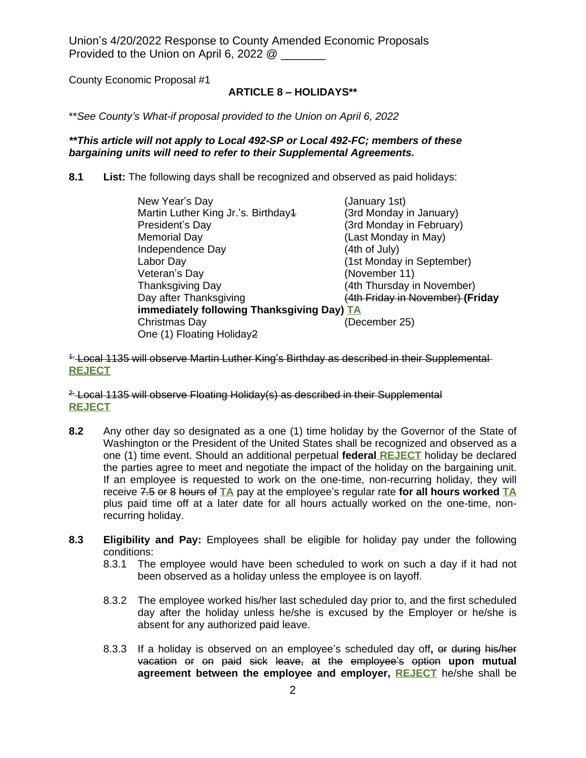Union's 4/20/2022 Response to County Amended Economic Proposals
Provided to the Union on April 6, 2022 @ _______

County Economic Proposal #1

**ARTICLE 8 – HOLIDAYS****

*\*\*See County's What-if proposal provided to the Union on April 6, 2022*

***\*\*This article will not apply to Local 492-SP or Local 492-FC; members of these bargaining units will need to refer to their Supplemental Agreements.***

**8.1 List:** The following days shall be recognized and observed as paid holidays:

| | |
|---|---|
| New Year's Day | (January 1st) |
| Martin Luther King Jr.'s. Birthday~~1~~ | (3rd Monday in January) |
| President's Day | (3rd Monday in February) |
| Memorial Day | (Last Monday in May) |
| Independence Day | (4th of July) |
| Labor Day | (1st Monday in September) |
| Veteran's Day | (November 11) |
| Thanksgiving Day | (4th Thursday in November) |
| Day after Thanksgiving | ~~(4th Friday in November)~~ **(Friday immediately following Thanksgiving Day)** TA |
| Christmas Day | (December 25) |
| One (1) Floating Holiday~~2~~ | |

~~[1.] Local 1135 will observe Martin Luther King's Birthday as described in their Supplemental~~
**REJECT**

~~[2.] Local 1135 will observe Floating Holiday(s) as described in their Supplemental~~
**REJECT**

**8.2** Any other day so designated as a one (1) time holiday by the Governor of the State of Washington or the President of the United States shall be recognized and observed as a one (1) time event. Should an additional perpetual **federal** **REJECT** holiday be declared the parties agree to meet and negotiate the impact of the holiday on the bargaining unit. If an employee is requested to work on the one-time, non-recurring holiday, they will receive ~~7.5 or 8 hours of~~ TA pay at the employee's regular rate **for all hours worked** TA plus paid time off at a later date for all hours actually worked on the one-time, non-recurring holiday.

**8.3 Eligibility and Pay:** Employees shall be eligible for holiday pay under the following conditions:

8.3.1 The employee would have been scheduled to work on such a day if it had not been observed as a holiday unless the employee is on layoff.

8.3.2 The employee worked his/her last scheduled day prior to, and the first scheduled day after the holiday unless he/she is excused by the Employer or he/she is absent for any authorized paid leave.

8.3.3 If a holiday is observed on an employee's scheduled day off**,** ~~or during his/her vacation or on paid sick leave, at the employee's option~~ **upon mutual agreement between the employee and employer,** **REJECT** he/she shall be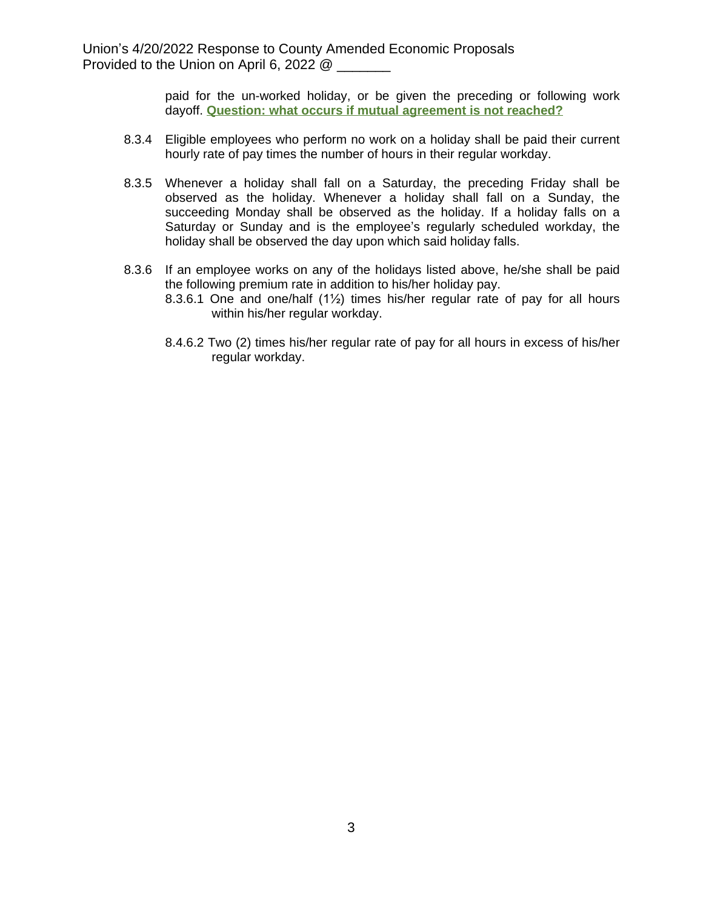paid for the un-worked holiday, or be given the preceding or following work dayoff. **Question: what occurs if mutual agreement is not reached?**

8.3.4 Eligible employees who perform no work on a holiday shall be paid their current hourly rate of pay times the number of hours in their regular workday.

8.3.5 Whenever a holiday shall fall on a Saturday, the preceding Friday shall be observed as the holiday. Whenever a holiday shall fall on a Sunday, the succeeding Monday shall be observed as the holiday. If a holiday falls on a Saturday or Sunday and is the employee's regularly scheduled workday, the holiday shall be observed the day upon which said holiday falls.

8.3.6 If an employee works on any of the holidays listed above, he/she shall be paid the following premium rate in addition to his/her holiday pay.

8.3.6.1 One and one/half (1½) times his/her regular rate of pay for all hours within his/her regular workday.

8.4.6.2 Two (2) times his/her regular rate of pay for all hours in excess of his/her regular workday.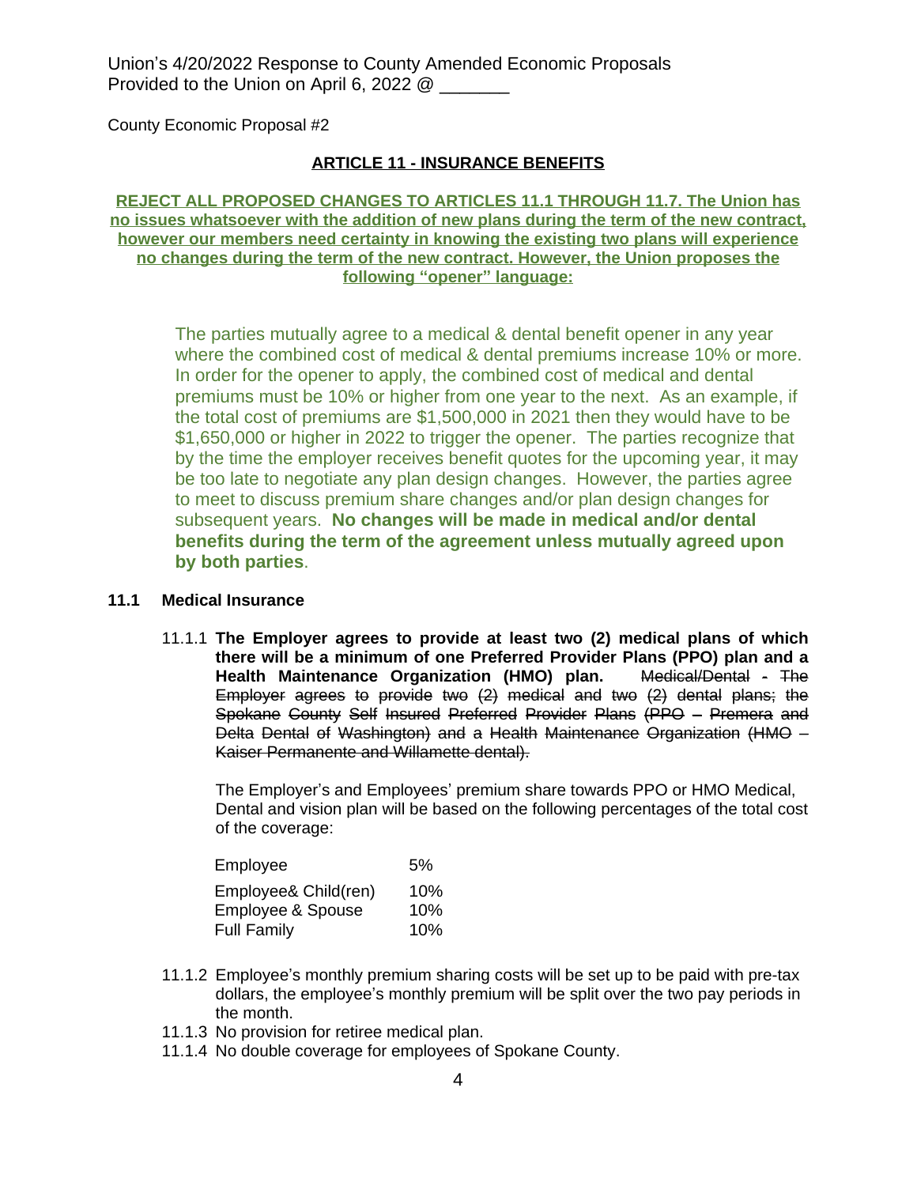Union's 4/20/2022 Response to County Amended Economic Proposals
Provided to the Union on April 6, 2022 @ _______

County Economic Proposal #2

## ARTICLE 11 - INSURANCE BENEFITS

**REJECT ALL PROPOSED CHANGES TO ARTICLES 11.1 THROUGH 11.7. The Union has no issues whatsoever with the addition of new plans during the term of the new contract, however our members need certainty in knowing the existing two plans will experience no changes during the term of the new contract. However, the Union proposes the following "opener" language:**

> The parties mutually agree to a medical & dental benefit opener in any year where the combined cost of medical & dental premiums increase 10% or more. In order for the opener to apply, the combined cost of medical and dental premiums must be 10% or higher from one year to the next. As an example, if the total cost of premiums are $1,500,000 in 2021 then they would have to be $1,650,000 or higher in 2022 to trigger the opener. The parties recognize that by the time the employer receives benefit quotes for the upcoming year, it may be too late to negotiate any plan design changes. However, the parties agree to meet to discuss premium share changes and/or plan design changes for subsequent years. **No changes will be made in medical and/or dental benefits during the term of the agreement unless mutually agreed upon by both parties**.

**11.1 Medical Insurance**

11.1.1 **The Employer agrees to provide at least two (2) medical plans of which there will be a minimum of one Preferred Provider Plans (PPO) plan and a Health Maintenance Organization (HMO) plan.** ~~Medical/Dental - The Employer agrees to provide two (2) medical and two (2) dental plans; the Spokane County Self Insured Preferred Provider Plans (PPO – Premera and Delta Dental of Washington) and a Health Maintenance Organization (HMO – Kaiser Permanente and Willamette dental).~~

The Employer's and Employees' premium share towards PPO or HMO Medical, Dental and vision plan will be based on the following percentages of the total cost of the coverage:

| | |
|---|---|
| Employee | 5% |
| Employee& Child(ren) | 10% |
| Employee & Spouse | 10% |
| Full Family | 10% |

11.1.2 Employee's monthly premium sharing costs will be set up to be paid with pre-tax dollars, the employee's monthly premium will be split over the two pay periods in the month.

11.1.3 No provision for retiree medical plan.

11.1.4 No double coverage for employees of Spokane County.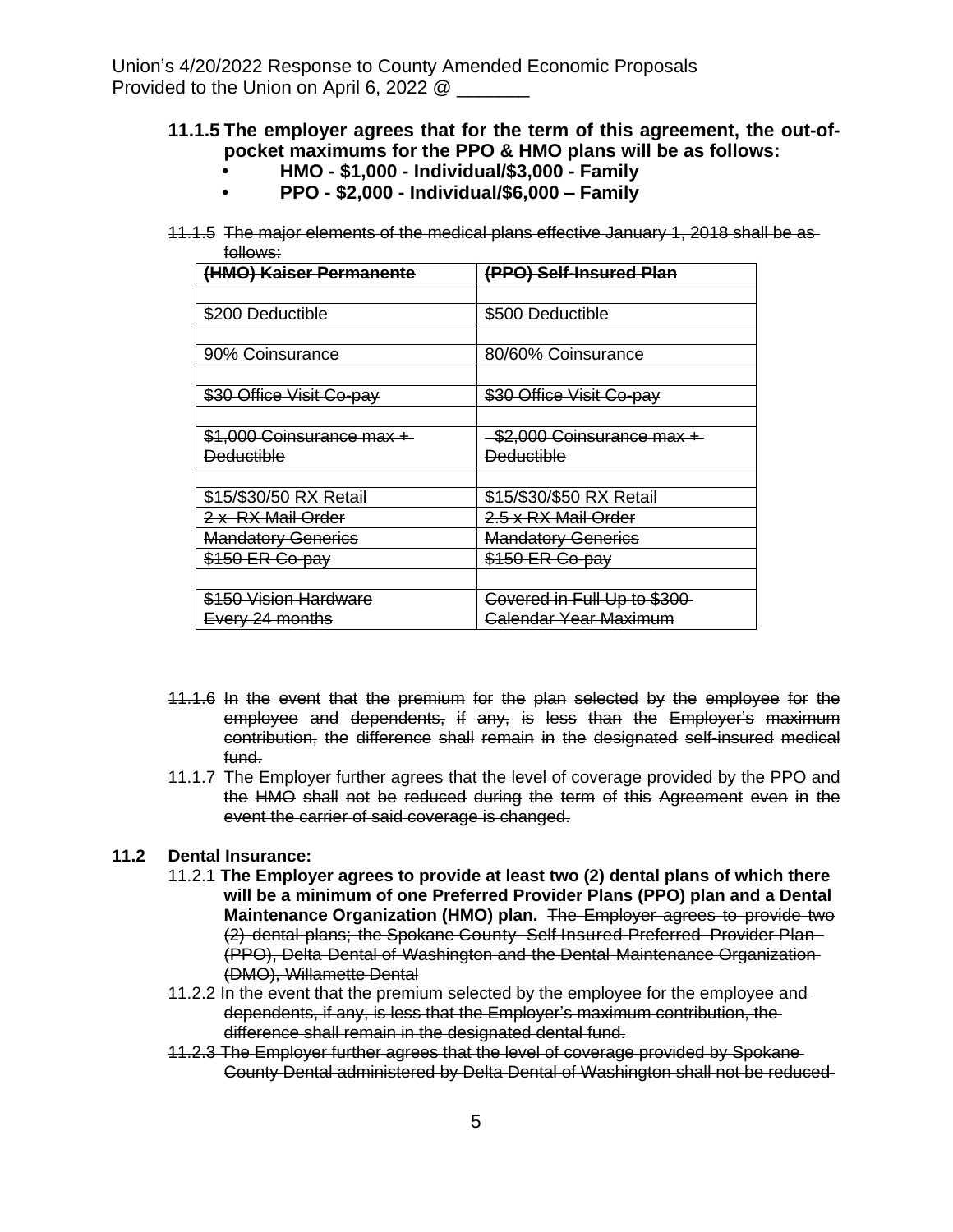Union's 4/20/2022 Response to County Amended Economic Proposals
Provided to the Union on April 6, 2022 @ _______

**11.1.5 The employer agrees that for the term of this agreement, the out-of-pocket maximums for the PPO & HMO plans will be as follows:**

- **HMO - $1,000 - Individual/$3,000 - Family**
- **PPO - $2,000 - Individual/$6,000 – Family**

~~11.1.5 The major elements of the medical plans effective January 1, 2018 shall be as follows:~~

| ~~(HMO) Kaiser Permanente~~ | ~~(PPO) Self-Insured Plan~~ |
|---|---|
| | |
| ~~$200 Deductible~~ | ~~$500 Deductible~~ |
| | |
| ~~90% Coinsurance~~ | ~~80/60% Coinsurance~~ |
| | |
| ~~$30 Office Visit Co-pay~~ | ~~$30 Office Visit Co-pay~~ |
| | |
| ~~$1,000 Coinsurance max + Deductible~~ | ~~$2,000 Coinsurance max + Deductible~~ |
| | |
| ~~$15/$30/50 RX Retail~~ | ~~$15/$30/$50 RX Retail~~ |
| ~~2 x RX Mail Order~~ | ~~2.5 x RX Mail Order~~ |
| ~~Mandatory Generics~~ | ~~Mandatory Generics~~ |
| ~~$150 ER Co-pay~~ | ~~$150 ER Co-pay~~ |
| | |
| ~~$150 Vision Hardware Every 24 months~~ | ~~Covered in Full Up to $300 Calendar Year Maximum~~ |

~~11.1.6 In the event that the premium for the plan selected by the employee for the employee and dependents, if any, is less than the Employer's maximum contribution, the difference shall remain in the designated self-insured medical fund.~~

~~11.1.7 The Employer further agrees that the level of coverage provided by the PPO and the HMO shall not be reduced during the term of this Agreement even in the event the carrier of said coverage is changed.~~

**11.2 Dental Insurance:**

11.2.1 **The Employer agrees to provide at least two (2) dental plans of which there will be a minimum of one Preferred Provider Plans (PPO) plan and a Dental Maintenance Organization (HMO) plan.** ~~The Employer agrees to provide two (2) dental plans; the Spokane County Self Insured Preferred Provider Plan (PPO), Delta Dental of Washington and the Dental Maintenance Organization (DMO), Willamette Dental~~

~~11.2.2 In the event that the premium selected by the employee for the employee and dependents, if any, is less that the Employer's maximum contribution, the difference shall remain in the designated dental fund.~~

~~11.2.3 The Employer further agrees that the level of coverage provided by Spokane County Dental administered by Delta Dental of Washington shall not be reduced~~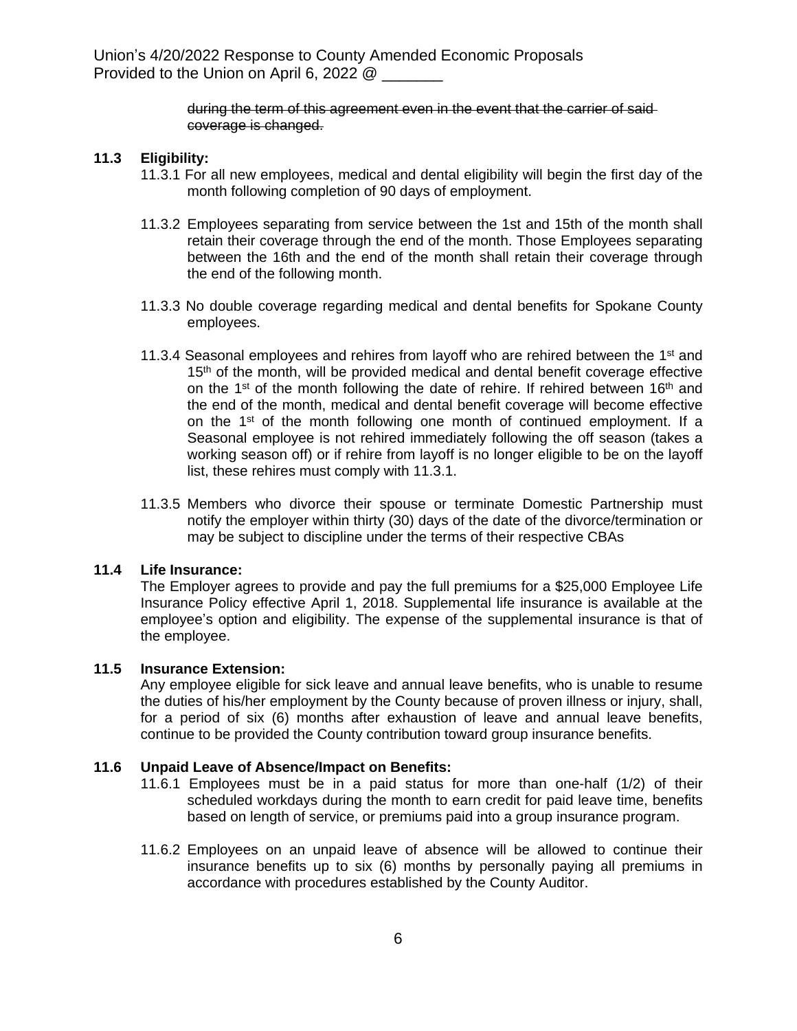~~during the term of this agreement even in the event that the carrier of said coverage is changed.~~

**11.3 Eligibility:**

11.3.1 For all new employees, medical and dental eligibility will begin the first day of the month following completion of 90 days of employment.

11.3.2 Employees separating from service between the 1st and 15th of the month shall retain their coverage through the end of the month. Those Employees separating between the 16th and the end of the month shall retain their coverage through the end of the following month.

11.3.3 No double coverage regarding medical and dental benefits for Spokane County employees.

11.3.4 Seasonal employees and rehires from layoff who are rehired between the 1st and 15th of the month, will be provided medical and dental benefit coverage effective on the 1st of the month following the date of rehire. If rehired between 16th and the end of the month, medical and dental benefit coverage will become effective on the 1st of the month following one month of continued employment. If a Seasonal employee is not rehired immediately following the off season (takes a working season off) or if rehire from layoff is no longer eligible to be on the layoff list, these rehires must comply with 11.3.1.

11.3.5 Members who divorce their spouse or terminate Domestic Partnership must notify the employer within thirty (30) days of the date of the divorce/termination or may be subject to discipline under the terms of their respective CBAs

**11.4 Life Insurance:**

The Employer agrees to provide and pay the full premiums for a $25,000 Employee Life Insurance Policy effective April 1, 2018. Supplemental life insurance is available at the employee's option and eligibility. The expense of the supplemental insurance is that of the employee.

**11.5 Insurance Extension:**

Any employee eligible for sick leave and annual leave benefits, who is unable to resume the duties of his/her employment by the County because of proven illness or injury, shall, for a period of six (6) months after exhaustion of leave and annual leave benefits, continue to be provided the County contribution toward group insurance benefits.

**11.6 Unpaid Leave of Absence/Impact on Benefits:**

11.6.1 Employees must be in a paid status for more than one-half (1/2) of their scheduled workdays during the month to earn credit for paid leave time, benefits based on length of service, or premiums paid into a group insurance program.

11.6.2 Employees on an unpaid leave of absence will be allowed to continue their insurance benefits up to six (6) months by personally paying all premiums in accordance with procedures established by the County Auditor.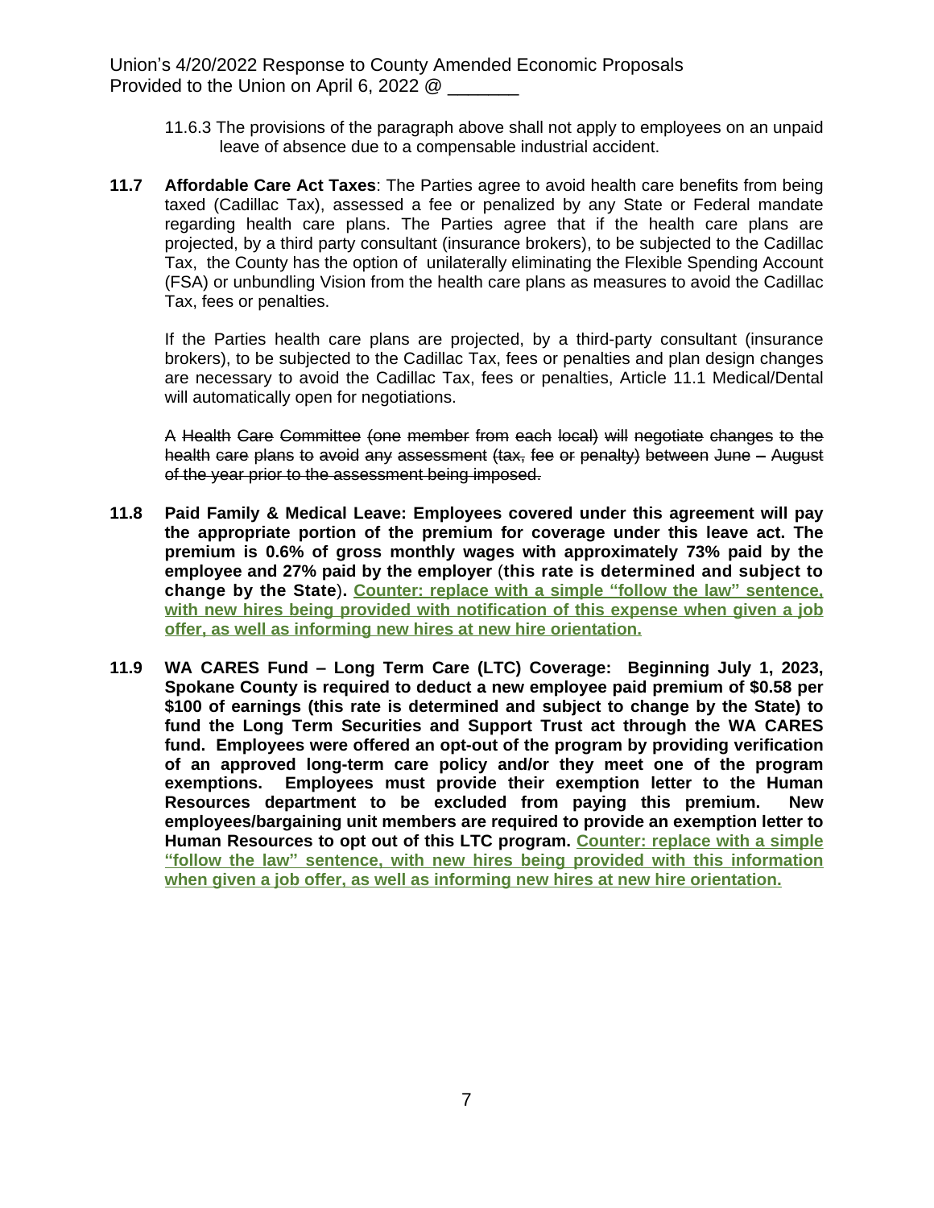11.6.3 The provisions of the paragraph above shall not apply to employees on an unpaid leave of absence due to a compensable industrial accident.

**11.7 Affordable Care Act Taxes**: The Parties agree to avoid health care benefits from being taxed (Cadillac Tax), assessed a fee or penalized by any State or Federal mandate regarding health care plans. The Parties agree that if the health care plans are projected, by a third party consultant (insurance brokers), to be subjected to the Cadillac Tax, the County has the option of unilaterally eliminating the Flexible Spending Account (FSA) or unbundling Vision from the health care plans as measures to avoid the Cadillac Tax, fees or penalties.

If the Parties health care plans are projected, by a third-party consultant (insurance brokers), to be subjected to the Cadillac Tax, fees or penalties and plan design changes are necessary to avoid the Cadillac Tax, fees or penalties, Article 11.1 Medical/Dental will automatically open for negotiations.

~~A Health Care Committee (one member from each local) will negotiate changes to the health care plans to avoid any assessment (tax, fee or penalty) between June – August of the year prior to the assessment being imposed.~~

**11.8 Paid Family & Medical Leave: Employees covered under this agreement will pay the appropriate portion of the premium for coverage under this leave act. The premium is 0.6% of gross monthly wages with approximately 73% paid by the employee and 27% paid by the employer (this rate is determined and subject to change by the State). <u>Counter: replace with a simple "follow the law" sentence, with new hires being provided with notification of this expense when given a job offer, as well as informing new hires at new hire orientation.</u>**

**11.9 WA CARES Fund – Long Term Care (LTC) Coverage: Beginning July 1, 2023, Spokane County is required to deduct a new employee paid premium of $0.58 per $100 of earnings (this rate is determined and subject to change by the State) to fund the Long Term Securities and Support Trust act through the WA CARES fund. Employees were offered an opt-out of the program by providing verification of an approved long-term care policy and/or they meet one of the program exemptions. Employees must provide their exemption letter to the Human Resources department to be excluded from paying this premium. New employees/bargaining unit members are required to provide an exemption letter to Human Resources to opt out of this LTC program. <u>Counter: replace with a simple "follow the law" sentence, with new hires being provided with this information when given a job offer, as well as informing new hires at new hire orientation.</u>**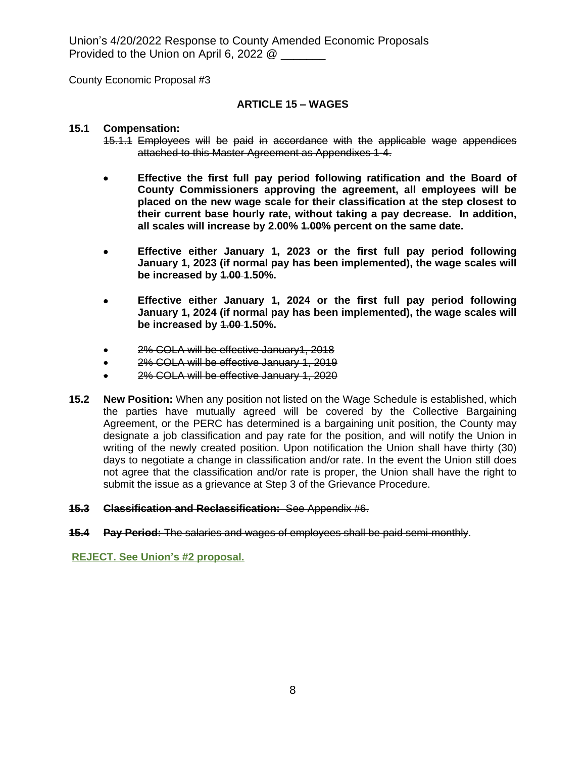Union's 4/20/2022 Response to County Amended Economic Proposals
Provided to the Union on April 6, 2022 @ _______

County Economic Proposal #3

## ARTICLE 15 – WAGES

**15.1 Compensation:**

~~15.1.1 Employees will be paid in accordance with the applicable wage appendices attached to this Master Agreement as Appendixes 1-4.~~

- **Effective the first full pay period following ratification and the Board of County Commissioners approving the agreement, all employees will be placed on the new wage scale for their classification at the step closest to their current base hourly rate, without taking a pay decrease. In addition, all scales will increase by 2.00% ~~1.00%~~ percent on the same date.**
- **Effective either January 1, 2023 or the first full pay period following January 1, 2023 (if normal pay has been implemented), the wage scales will be increased by ~~1.00~~ 1.50%.**
- **Effective either January 1, 2024 or the first full pay period following January 1, 2024 (if normal pay has been implemented), the wage scales will be increased by ~~1.00~~ 1.50%.**
- ~~2% COLA will be effective January1, 2018~~
- ~~2% COLA will be effective January 1, 2019~~
- ~~2% COLA will be effective January 1, 2020~~

**15.2 New Position:** When any position not listed on the Wage Schedule is established, which the parties have mutually agreed will be covered by the Collective Bargaining Agreement, or the PERC has determined is a bargaining unit position, the County may designate a job classification and pay rate for the position, and will notify the Union in writing of the newly created position. Upon notification the Union shall have thirty (30) days to negotiate a change in classification and/or rate. In the event the Union still does not agree that the classification and/or rate is proper, the Union shall have the right to submit the issue as a grievance at Step 3 of the Grievance Procedure.

~~**15.3 Classification and Reclassification:** See Appendix #6.~~

~~**15.4 Pay Period:** The salaries and wages of employees shall be paid semi-monthly~~.

**REJECT. See Union's #2 proposal.**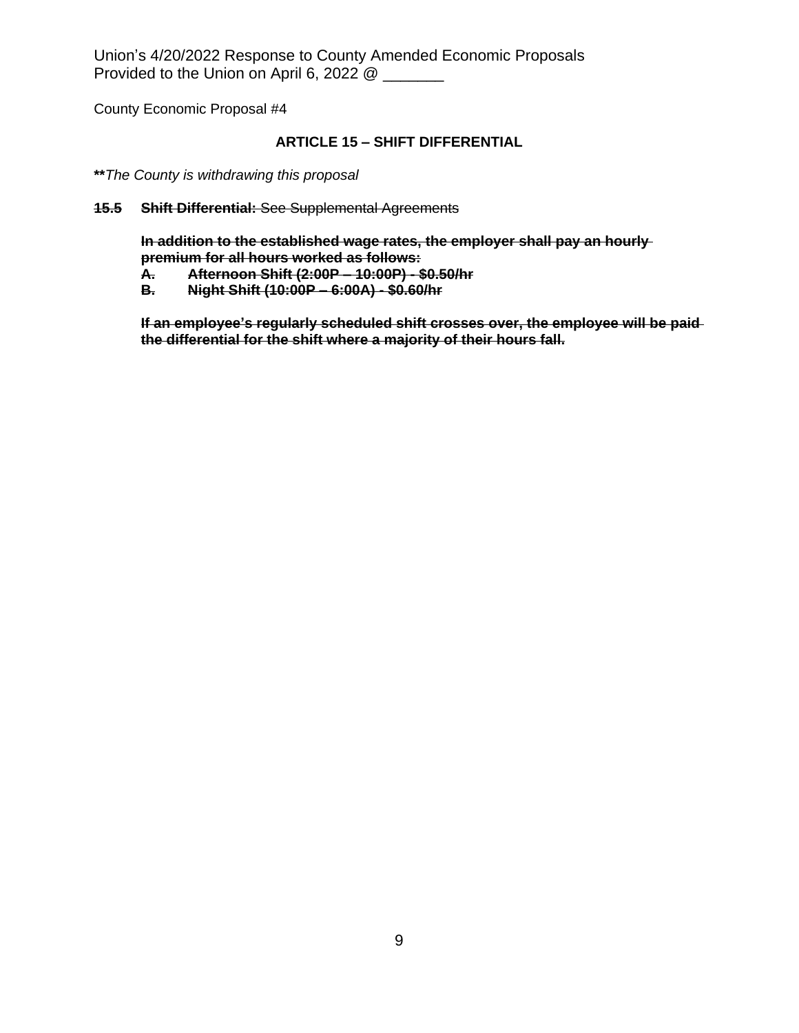Union's 4/20/2022 Response to County Amended Economic Proposals
Provided to the Union on April 6, 2022 @ _______

County Economic Proposal #4

## ARTICLE 15 – SHIFT DIFFERENTIAL

***\*The County is withdrawing this proposal*

~~**15.5 Shift Differential:** See Supplemental Agreements~~

~~**In addition to the established wage rates, the employer shall pay an hourly premium for all hours worked as follows:**~~

~~**A. Afternoon Shift (2:00P – 10:00P) - $0.50/hr**~~

~~**B. Night Shift (10:00P – 6:00A) - $0.60/hr**~~

~~**If an employee's regularly scheduled shift crosses over, the employee will be paid the differential for the shift where a majority of their hours fall.**~~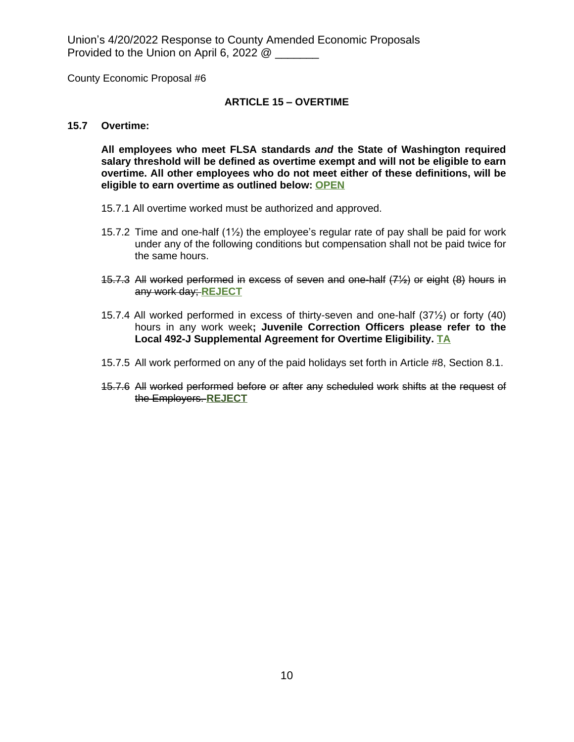Union's 4/20/2022 Response to County Amended Economic Proposals
Provided to the Union on April 6, 2022 @ _______

County Economic Proposal #6

## ARTICLE 15 – OVERTIME

**15.7 Overtime:**

**All employees who meet FLSA standards *and* the State of Washington required salary threshold will be defined as overtime exempt and will not be eligible to earn overtime. All other employees who do not meet either of these definitions, will be eligible to earn overtime as outlined below: OPEN**

15.7.1 All overtime worked must be authorized and approved.

15.7.2 Time and one-half (1½) the employee's regular rate of pay shall be paid for work under any of the following conditions but compensation shall not be paid twice for the same hours.

~~15.7.3 All worked performed in excess of seven and one-half (7½) or eight (8) hours in any work day;~~ **REJECT**

15.7.4 All worked performed in excess of thirty-seven and one-half (37½) or forty (40) hours in any work week**; Juvenile Correction Officers please refer to the Local 492-J Supplemental Agreement for Overtime Eligibility. TA**

15.7.5 All work performed on any of the paid holidays set forth in Article #8, Section 8.1.

~~15.7.6 All worked performed before or after any scheduled work shifts at the request of the Employers.~~ **REJECT**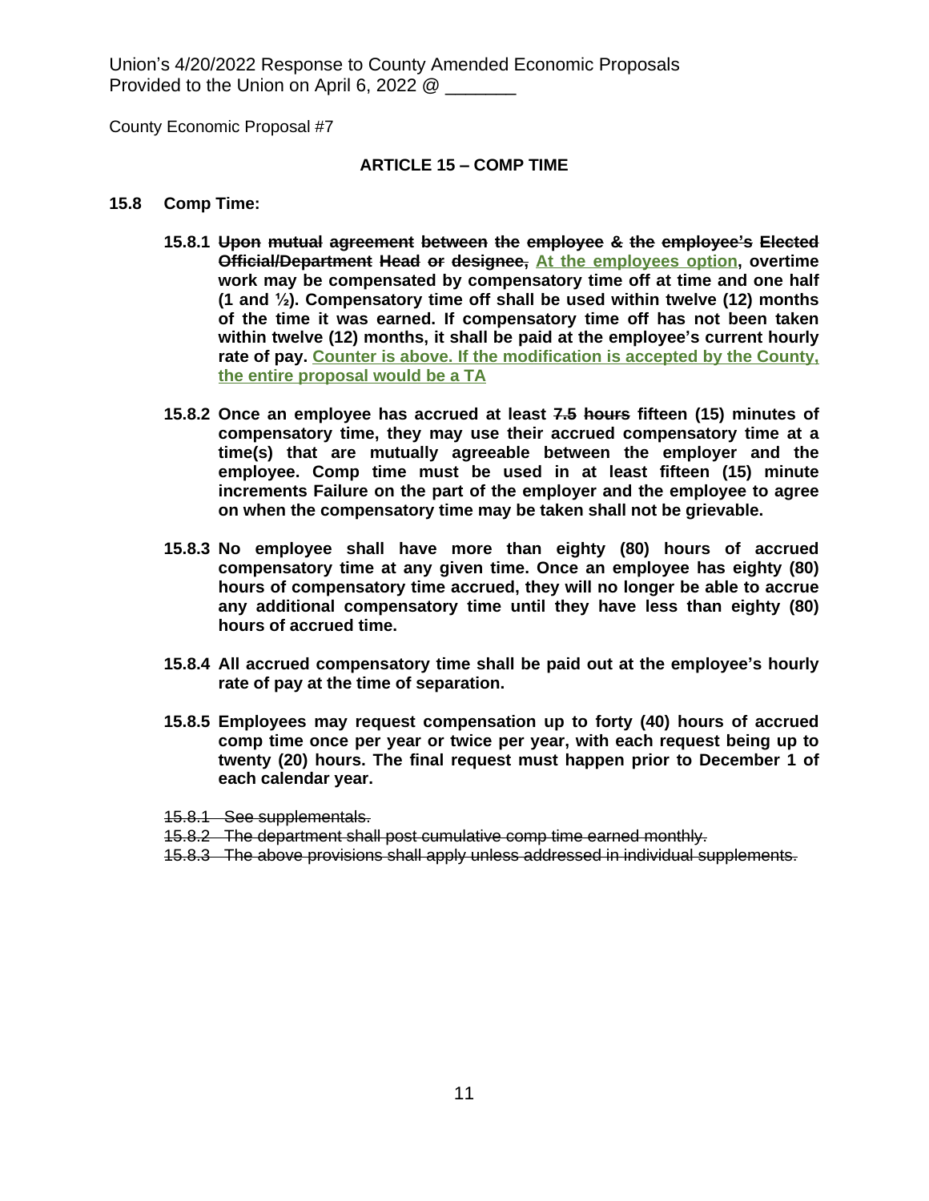Union's 4/20/2022 Response to County Amended Economic Proposals
Provided to the Union on April 6, 2022 @ _______

County Economic Proposal #7

## ARTICLE 15 – COMP TIME

**15.8 Comp Time:**

**15.8.1 ~~Upon mutual agreement between the employee & the employee's Elected Official/Department Head or designee,~~ At the employees option, overtime work may be compensated by compensatory time off at time and one half (1 and ½). Compensatory time off shall be used within twelve (12) months of the time it was earned. If compensatory time off has not been taken within twelve (12) months, it shall be paid at the employee's current hourly rate of pay. Counter is above. If the modification is accepted by the County, the entire proposal would be a TA**

**15.8.2 Once an employee has accrued at least ~~7.5 hours~~ fifteen (15) minutes of compensatory time, they may use their accrued compensatory time at a time(s) that are mutually agreeable between the employer and the employee. Comp time must be used in at least fifteen (15) minute increments Failure on the part of the employer and the employee to agree on when the compensatory time may be taken shall not be grievable.**

**15.8.3 No employee shall have more than eighty (80) hours of accrued compensatory time at any given time. Once an employee has eighty (80) hours of compensatory time accrued, they will no longer be able to accrue any additional compensatory time until they have less than eighty (80) hours of accrued time.**

**15.8.4 All accrued compensatory time shall be paid out at the employee's hourly rate of pay at the time of separation.**

**15.8.5 Employees may request compensation up to forty (40) hours of accrued comp time once per year or twice per year, with each request being up to twenty (20) hours. The final request must happen prior to December 1 of each calendar year.**

~~15.8.1 See supplementals.~~

~~15.8.2 The department shall post cumulative comp time earned monthly.~~

~~15.8.3 The above provisions shall apply unless addressed in individual supplements.~~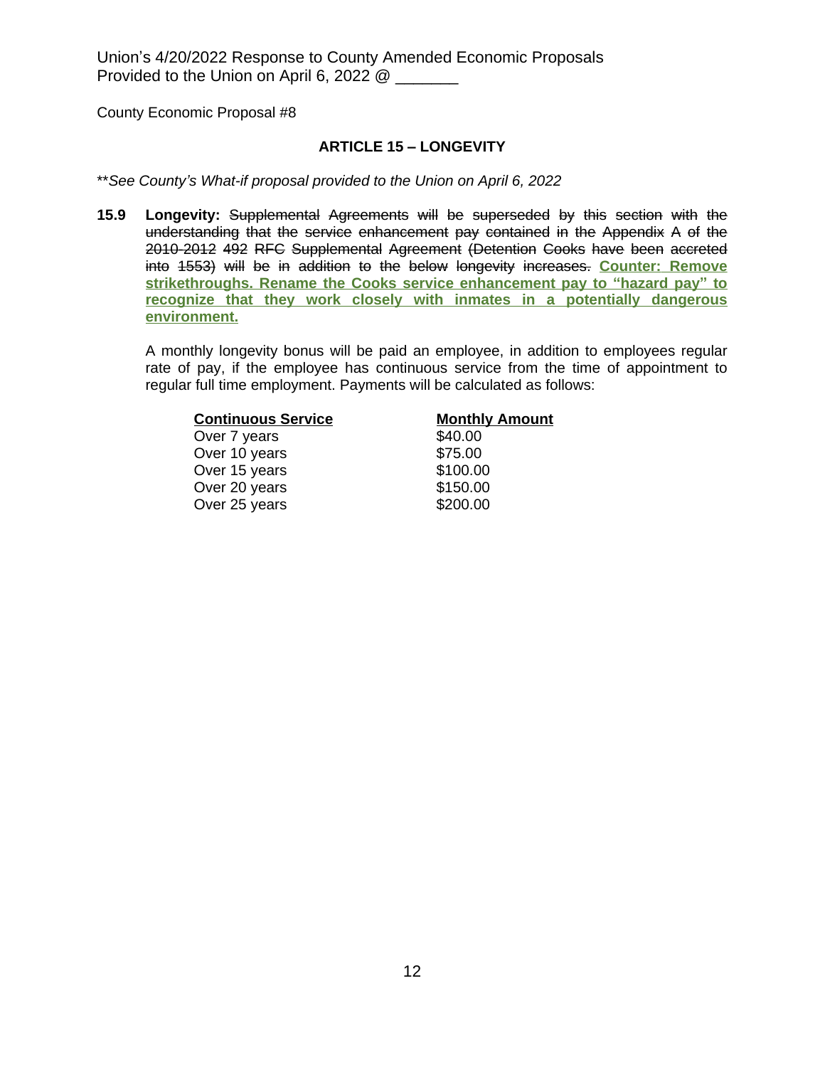Union's 4/20/2022 Response to County Amended Economic Proposals
Provided to the Union on April 6, 2022 @ _______

County Economic Proposal #8

### ARTICLE 15 – LONGEVITY

*\*\*See County's What-if proposal provided to the Union on April 6, 2022*

**15.9 Longevity:** ~~Supplemental Agreements will be superseded by this section with the understanding that the service enhancement pay contained in the Appendix A of the 2010-2012 492 RFC Supplemental Agreement (Detention Cooks have been accreted into 1553) will be in addition to the below longevity increases.~~ **<u>Counter: Remove strikethroughs. Rename the Cooks service enhancement pay to "hazard pay" to recognize that they work closely with inmates in a potentially dangerous environment.</u>**

A monthly longevity bonus will be paid an employee, in addition to employees regular rate of pay, if the employee has continuous service from the time of appointment to regular full time employment. Payments will be calculated as follows:

| Continuous Service | Monthly Amount |
|---|---|
| Over 7 years | $40.00 |
| Over 10 years | $75.00 |
| Over 15 years | $100.00 |
| Over 20 years | $150.00 |
| Over 25 years | $200.00 |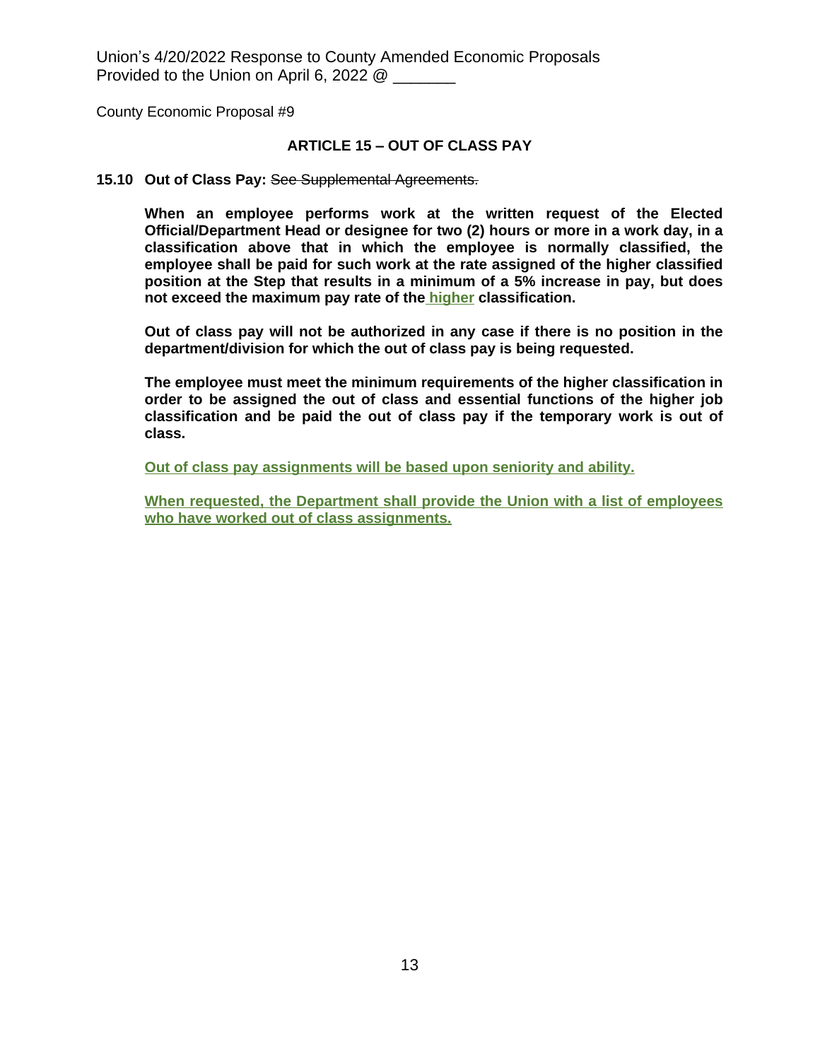Union’s 4/20/2022 Response to County Amended Economic Proposals
Provided to the Union on April 6, 2022 @ _______

County Economic Proposal #9

## ARTICLE 15 – OUT OF CLASS PAY

**15.10 Out of Class Pay:** ~~See Supplemental Agreements.~~

**When an employee performs work at the written request of the Elected Official/Department Head or designee for two (2) hours or more in a work day, in a classification above that in which the employee is normally classified, the employee shall be paid for such work at the rate assigned of the higher classified position at the Step that results in a minimum of a 5% increase in pay, but does not exceed the maximum pay rate of the higher classification.**

**Out of class pay will not be authorized in any case if there is no position in the department/division for which the out of class pay is being requested.**

**The employee must meet the minimum requirements of the higher classification in order to be assigned the out of class and essential functions of the higher job classification and be paid the out of class pay if the temporary work is out of class.**

**Out of class pay assignments will be based upon seniority and ability.**

**When requested, the Department shall provide the Union with a list of employees who have worked out of class assignments.**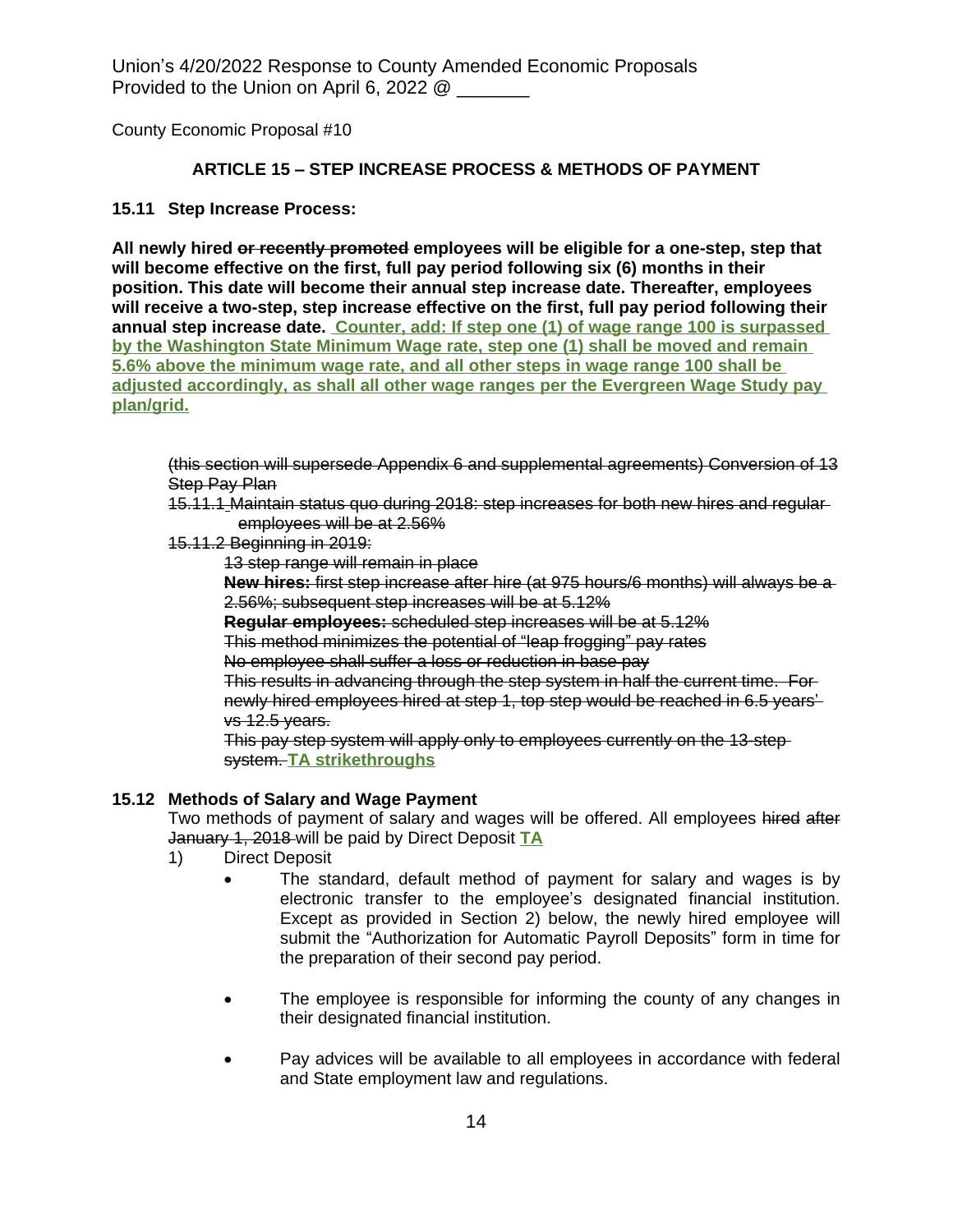Union's 4/20/2022 Response to County Amended Economic Proposals
Provided to the Union on April 6, 2022 @ _______

County Economic Proposal #10

### ARTICLE 15 – STEP INCREASE PROCESS & METHODS OF PAYMENT

**15.11 Step Increase Process:**

**All newly hired ~~or recently promoted~~ employees will be eligible for a one-step, step that will become effective on the first, full pay period following six (6) months in their position. This date will become their annual step increase date. Thereafter, employees will receive a two-step, step increase effective on the first, full pay period following their annual step increase date. Counter, add: If step one (1) of wage range 100 is surpassed by the Washington State Minimum Wage rate, step one (1) shall be moved and remain 5.6% above the minimum wage rate, and all other steps in wage range 100 shall be adjusted accordingly, as shall all other wage ranges per the Evergreen Wage Study pay plan/grid.**

~~(this section will supersede Appendix 6 and supplemental agreements) Conversion of 13 Step Pay Plan~~

~~15.11.1 Maintain status quo during 2018: step increases for both new hires and regular employees will be at 2.56%~~

~~15.11.2 Beginning in 2019:~~

~~13 step range will remain in place~~

~~**New hires:** first step increase after hire (at 975 hours/6 months) will always be a 2.56%; subsequent step increases will be at 5.12%~~

~~**Regular employees:** scheduled step increases will be at 5.12%~~

~~This method minimizes the potential of "leap frogging" pay rates~~

~~No employee shall suffer a loss or reduction in base pay~~

~~This results in advancing through the step system in half the current time. For newly hired employees hired at step 1, top step would be reached in 6.5 years' vs 12.5 years.~~

~~This pay step system will apply only to employees currently on the 13-step system.~~ **TA strikethroughs**

**15.12 Methods of Salary and Wage Payment**

Two methods of payment of salary and wages will be offered. All employees ~~hired after January 1, 2018~~ will be paid by Direct Deposit **TA**

1) Direct Deposit
   - The standard, default method of payment for salary and wages is by electronic transfer to the employee's designated financial institution. Except as provided in Section 2) below, the newly hired employee will submit the "Authorization for Automatic Payroll Deposits" form in time for the preparation of their second pay period.
   - The employee is responsible for informing the county of any changes in their designated financial institution.
   - Pay advices will be available to all employees in accordance with federal and State employment law and regulations.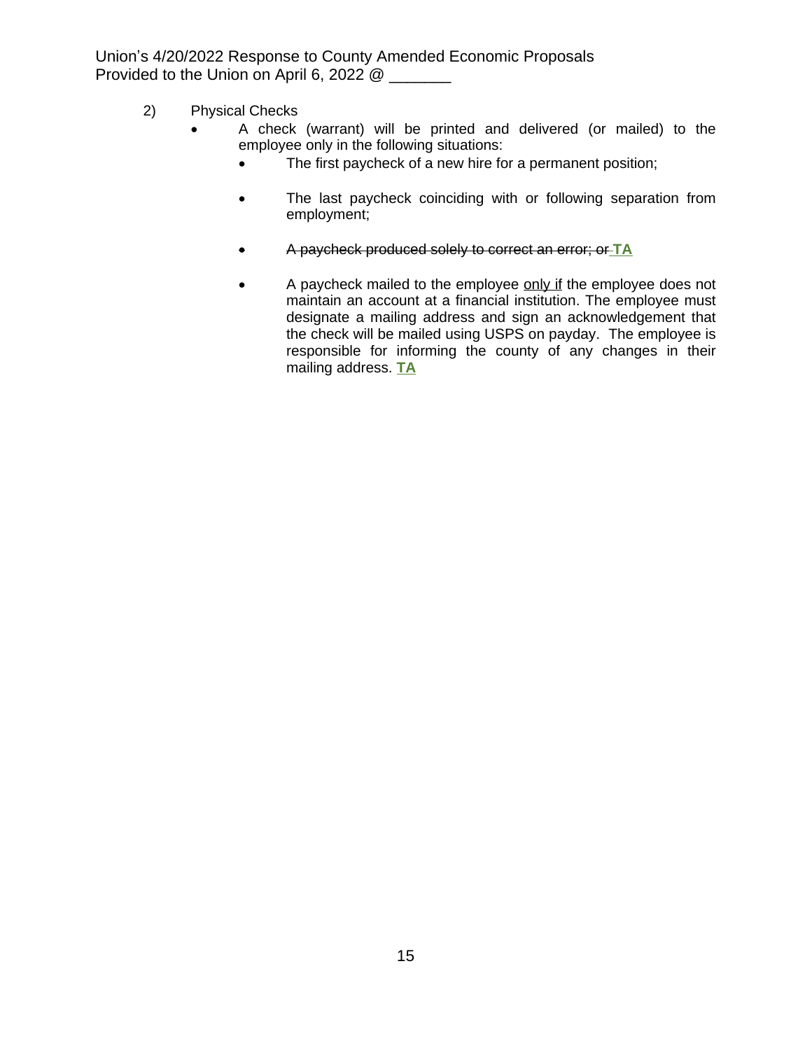2) Physical Checks

- A check (warrant) will be printed and delivered (or mailed) to the employee only in the following situations:
  - The first paycheck of a new hire for a permanent position;
  - The last paycheck coinciding with or following separation from employment;
  - ~~A paycheck produced solely to correct an error; or~~ **TA**
  - A paycheck mailed to the employee <u>only if</u> the employee does not maintain an account at a financial institution. The employee must designate a mailing address and sign an acknowledgement that the check will be mailed using USPS on payday. The employee is responsible for informing the county of any changes in their mailing address. **<u>TA</u>**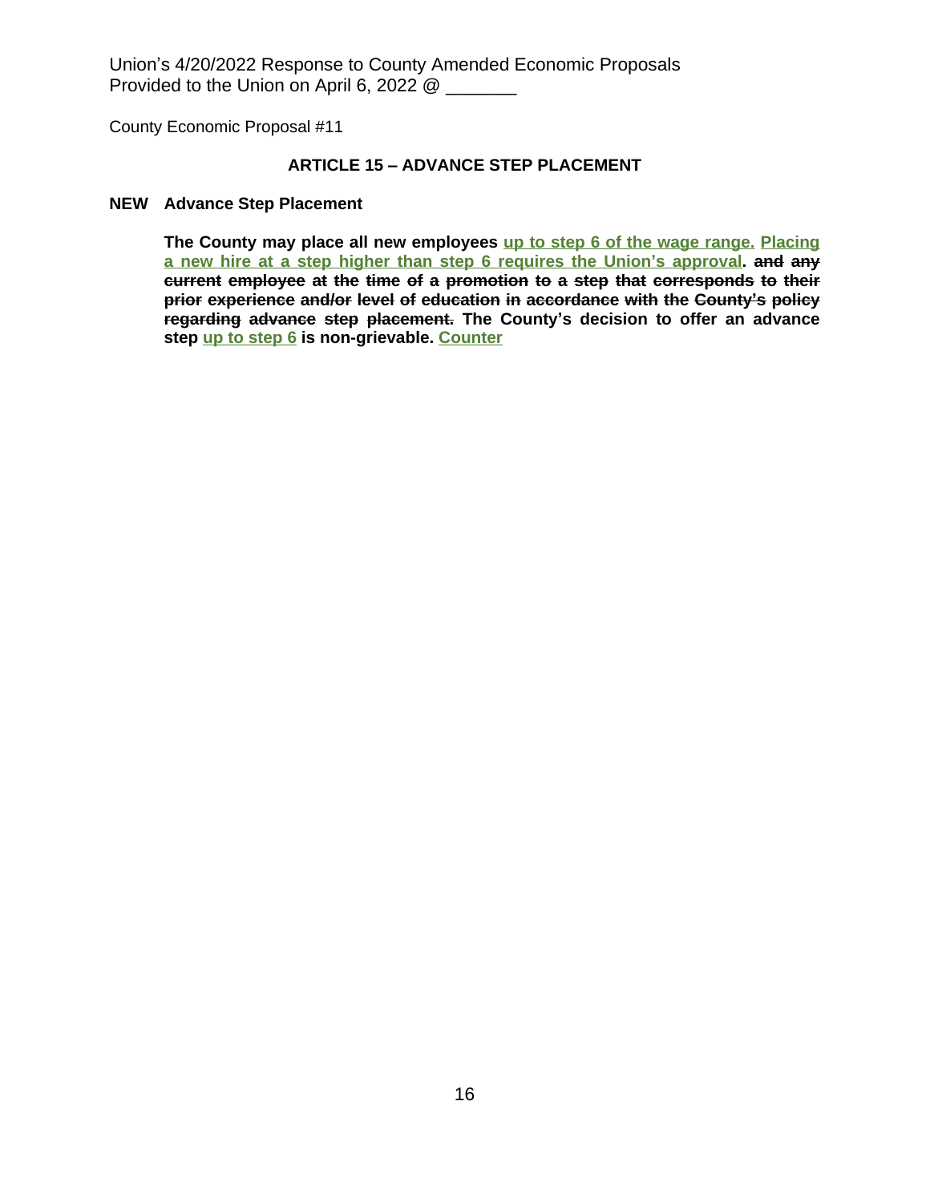Union's 4/20/2022 Response to County Amended Economic Proposals
Provided to the Union on April 6, 2022 @ _______

County Economic Proposal #11

## ARTICLE 15 – ADVANCE STEP PLACEMENT

**NEW Advance Step Placement**

**The County may place all new employees <u>up to step 6 of the wage range.</u> <u>Placing a new hire at a step higher than step 6 requires the Union's approval</u>. ~~and any current employee at the time of a promotion to a step that corresponds to their prior experience and/or level of education in accordance with the County's policy regarding advance step placement.~~ The County's decision to offer an advance step <u>up to step 6</u> is non-grievable. <u>Counter</u>**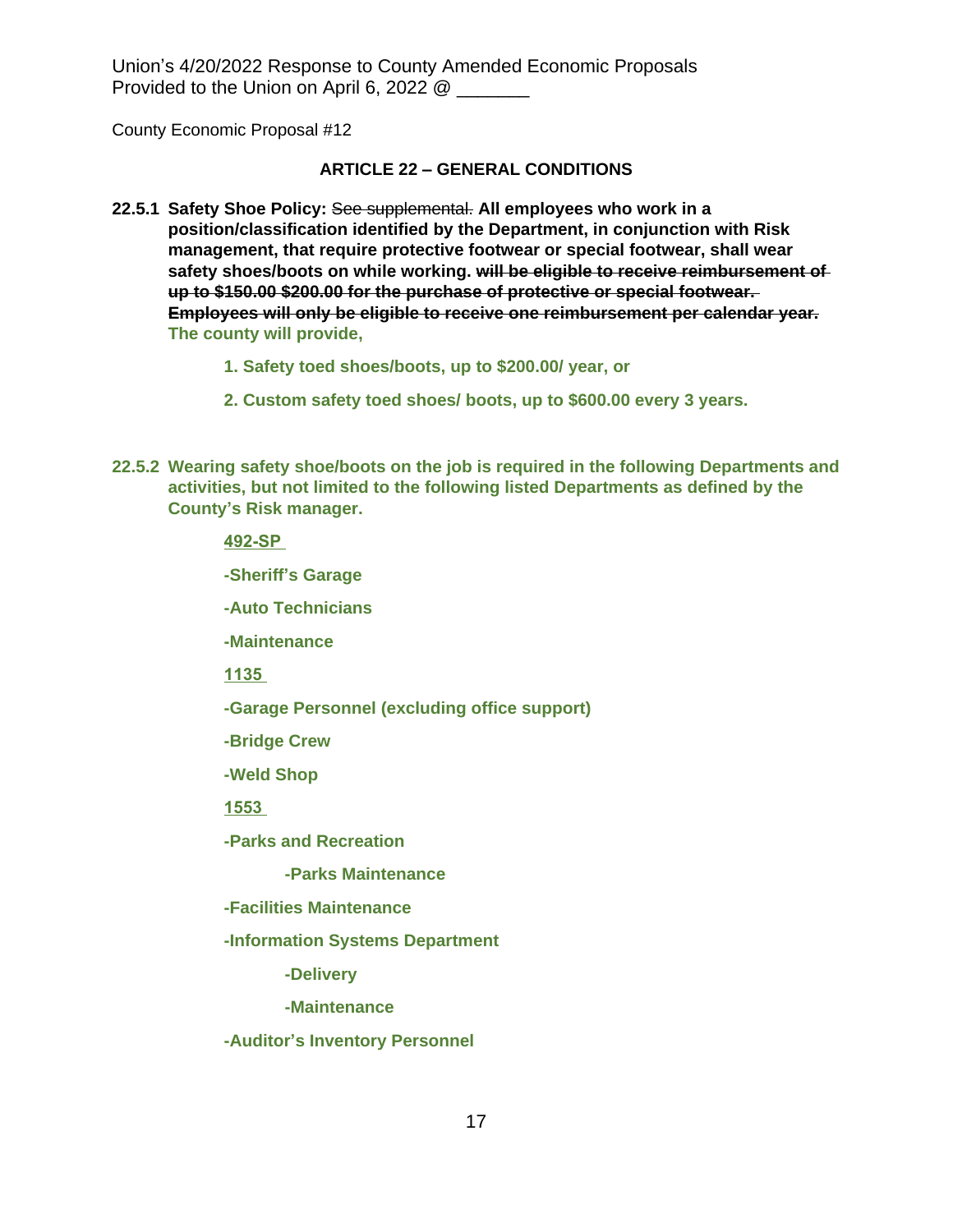Union's 4/20/2022 Response to County Amended Economic Proposals
Provided to the Union on April 6, 2022 @ _______

County Economic Proposal #12

### ARTICLE 22 – GENERAL CONDITIONS

**22.5.1 Safety Shoe Policy:** ~~See supplemental.~~ **All employees who work in a position/classification identified by the Department, in conjunction with Risk management, that require protective footwear or special footwear, shall wear safety shoes/boots on while working.** **~~will be eligible to receive reimbursement of up to \$150.00 \$200.00 for the purchase of protective or special footwear. Employees will only be eligible to receive one reimbursement per calendar year.~~** **The county will provide,**

> **1. Safety toed shoes/boots, up to \$200.00/ year, or**
>
> **2. Custom safety toed shoes/ boots, up to \$600.00 every 3 years.**

**22.5.2 Wearing safety shoe/boots on the job is required in the following Departments and activities, but not limited to the following listed Departments as defined by the County's Risk manager.**

**492-SP**

**-Sheriff's Garage**

**-Auto Technicians**

**-Maintenance**

**1135**

**-Garage Personnel (excluding office support)**

**-Bridge Crew**

**-Weld Shop**

**1553**

**-Parks and Recreation**

- **-Parks Maintenance**

**-Facilities Maintenance**

**-Information Systems Department**

- **-Delivery**
- **-Maintenance**

**-Auditor's Inventory Personnel**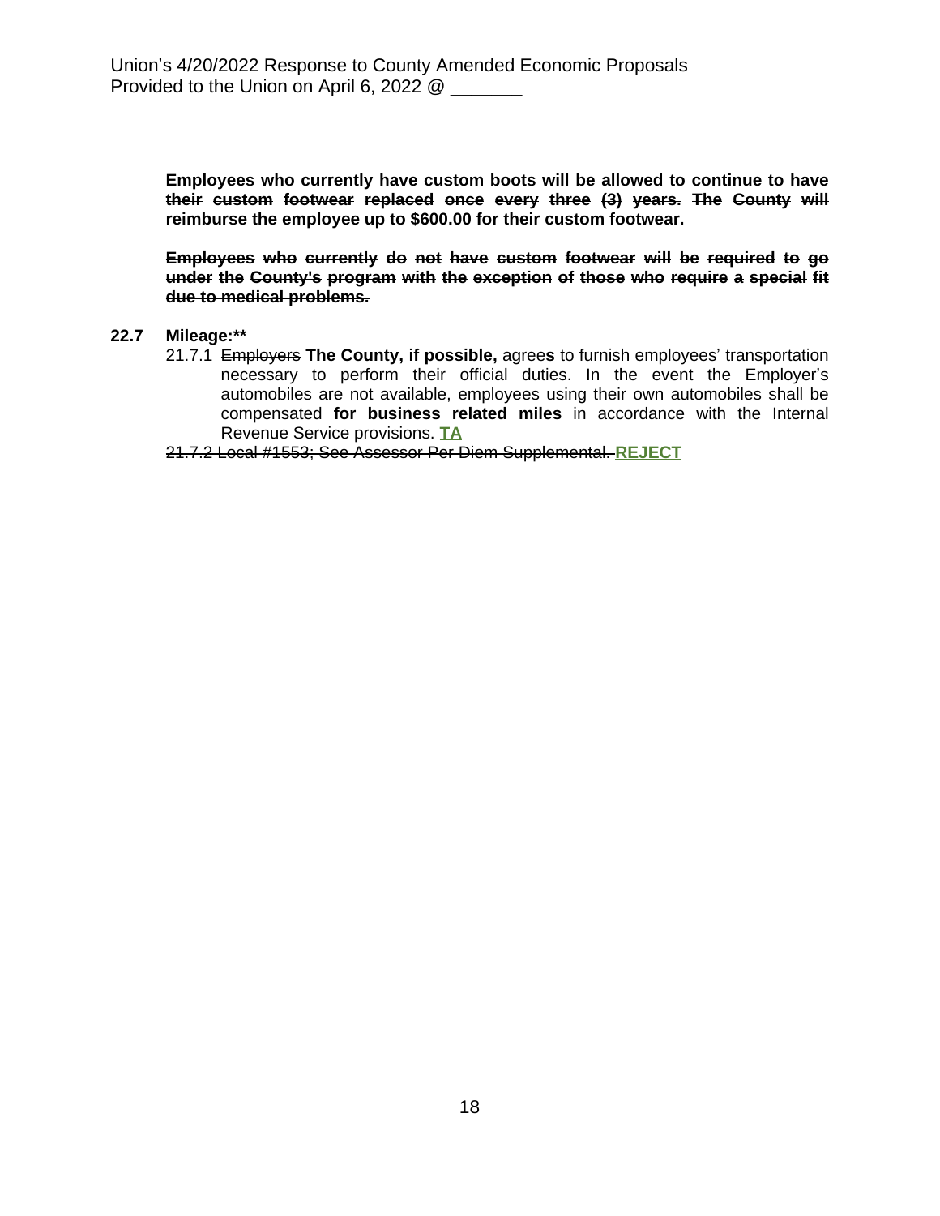~~**Employees who currently have custom boots will be allowed to continue to have their custom footwear replaced once every three (3) years. The County will reimburse the employee up to $600.00 for their custom footwear.**~~

~~**Employees who currently do not have custom footwear will be required to go under the County's program with the exception of those who require a special fit due to medical problems.**~~

**22.7 Mileage:****

21.7.1 ~~Employers~~ **The County, if possible,** agree**s** to furnish employees' transportation necessary to perform their official duties. In the event the Employer's automobiles are not available, employees using their own automobiles shall be compensated **for business related miles** in accordance with the Internal Revenue Service provisions. **TA**

~~21.7.2 Local #1553; See Assessor Per Diem Supplemental.~~ **REJECT**